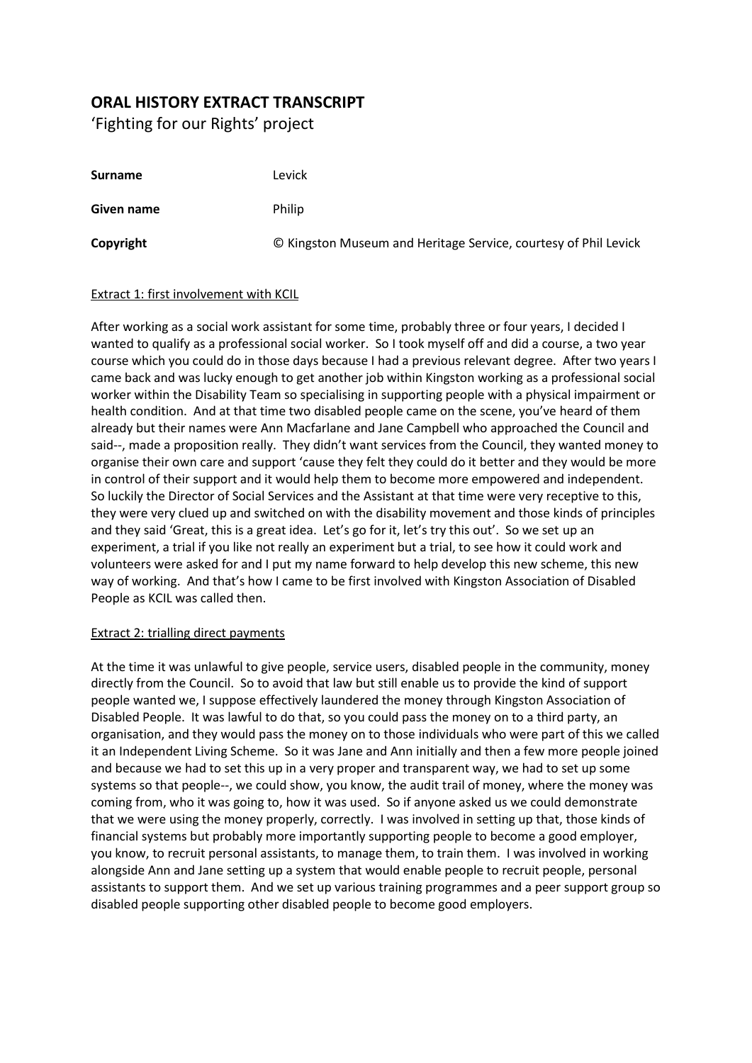## ORAL HISTORY EXTRACT TRANSCRIPT

'Fighting for our Rights' project

| | |
|---|---|
| **Surname** | Levick |
| **Given name** | Philip |
| **Copyright** | © Kingston Museum and Heritage Service, courtesy of Phil Levick |

### Extract 1: first involvement with KCIL

After working as a social work assistant for some time, probably three or four years, I decided I wanted to qualify as a professional social worker. So I took myself off and did a course, a two year course which you could do in those days because I had a previous relevant degree. After two years I came back and was lucky enough to get another job within Kingston working as a professional social worker within the Disability Team so specialising in supporting people with a physical impairment or health condition. And at that time two disabled people came on the scene, you've heard of them already but their names were Ann Macfarlane and Jane Campbell who approached the Council and said--, made a proposition really. They didn't want services from the Council, they wanted money to organise their own care and support 'cause they felt they could do it better and they would be more in control of their support and it would help them to become more empowered and independent. So luckily the Director of Social Services and the Assistant at that time were very receptive to this, they were very clued up and switched on with the disability movement and those kinds of principles and they said 'Great, this is a great idea. Let's go for it, let's try this out'. So we set up an experiment, a trial if you like not really an experiment but a trial, to see how it could work and volunteers were asked for and I put my name forward to help develop this new scheme, this new way of working. And that's how I came to be first involved with Kingston Association of Disabled People as KCIL was called then.

### Extract 2: trialling direct payments

At the time it was unlawful to give people, service users, disabled people in the community, money directly from the Council. So to avoid that law but still enable us to provide the kind of support people wanted we, I suppose effectively laundered the money through Kingston Association of Disabled People. It was lawful to do that, so you could pass the money on to a third party, an organisation, and they would pass the money on to those individuals who were part of this we called it an Independent Living Scheme. So it was Jane and Ann initially and then a few more people joined and because we had to set this up in a very proper and transparent way, we had to set up some systems so that people--, we could show, you know, the audit trail of money, where the money was coming from, who it was going to, how it was used. So if anyone asked us we could demonstrate that we were using the money properly, correctly. I was involved in setting up that, those kinds of financial systems but probably more importantly supporting people to become a good employer, you know, to recruit personal assistants, to manage them, to train them. I was involved in working alongside Ann and Jane setting up a system that would enable people to recruit people, personal assistants to support them. And we set up various training programmes and a peer support group so disabled people supporting other disabled people to become good employers.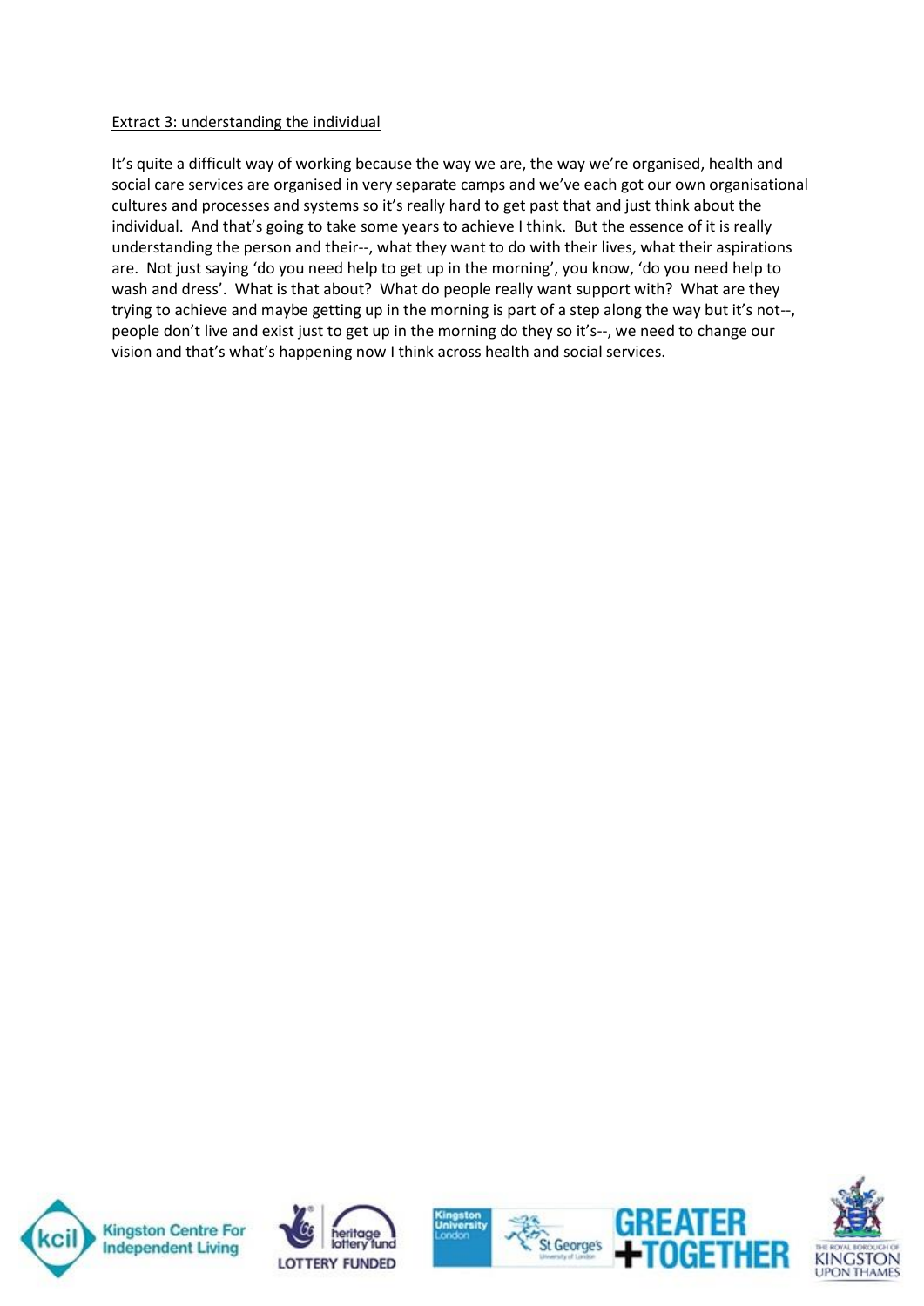Extract 3: understanding the individual

It's quite a difficult way of working because the way we are, the way we're organised, health and social care services are organised in very separate camps and we've each got our own organisational cultures and processes and systems so it's really hard to get past that and just think about the individual. And that's going to take some years to achieve I think. But the essence of it is really understanding the person and their--, what they want to do with their lives, what their aspirations are. Not just saying 'do you need help to get up in the morning', you know, 'do you need help to wash and dress'. What is that about? What do people really want support with? What are they trying to achieve and maybe getting up in the morning is part of a step along the way but it's not--, people don't live and exist just to get up in the morning do they so it's--, we need to change our vision and that's what's happening now I think across health and social services.